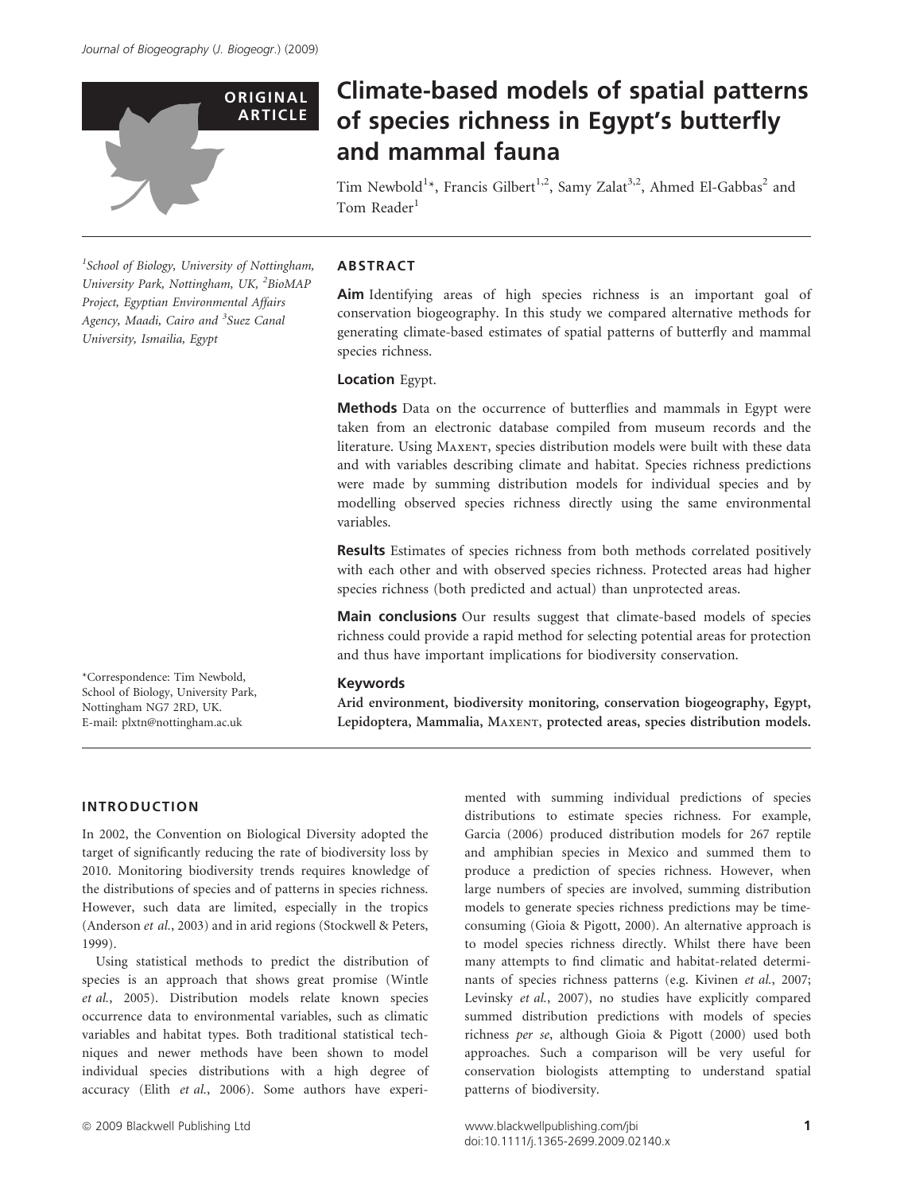ORIGINAL ARTICLE

# Climate-based models of spatial patterns of species richness in Egypt's butterfly and mammal fauna

Tim Newbold[1]*, Francis Gilbert[1,2], Samy Zalat[3,2], Ahmed El-Gabbas[2] and Tom Reader[1]

[1]School of Biology, University of Nottingham, University Park, Nottingham, UK, [2]BioMAP Project, Egyptian Environmental Affairs Agency, Maadi, Cairo and [3]Suez Canal University, Ismailia, Egypt

*Correspondence: Tim Newbold, School of Biology, University Park, Nottingham NG7 2RD, UK.
E-mail: plxtn@nottingham.ac.uk

## ABSTRACT

**Aim** Identifying areas of high species richness is an important goal of conservation biogeography. In this study we compared alternative methods for generating climate-based estimates of spatial patterns of butterfly and mammal species richness.

**Location** Egypt.

**Methods** Data on the occurrence of butterflies and mammals in Egypt were taken from an electronic database compiled from museum records and the literature. Using Maxent, species distribution models were built with these data and with variables describing climate and habitat. Species richness predictions were made by summing distribution models for individual species and by modelling observed species richness directly using the same environmental variables.

**Results** Estimates of species richness from both methods correlated positively with each other and with observed species richness. Protected areas had higher species richness (both predicted and actual) than unprotected areas.

**Main conclusions** Our results suggest that climate-based models of species richness could provide a rapid method for selecting potential areas for protection and thus have important implications for biodiversity conservation.

**Keywords**

**Arid environment, biodiversity monitoring, conservation biogeography, Egypt, Lepidoptera, Mammalia, Maxent, protected areas, species distribution models.**

## INTRODUCTION

In 2002, the Convention on Biological Diversity adopted the target of significantly reducing the rate of biodiversity loss by 2010. Monitoring biodiversity trends requires knowledge of the distributions of species and of patterns in species richness. However, such data are limited, especially in the tropics (Anderson *et al.*, 2003) and in arid regions (Stockwell & Peters, 1999).

Using statistical methods to predict the distribution of species is an approach that shows great promise (Wintle *et al.*, 2005). Distribution models relate known species occurrence data to environmental variables, such as climatic variables and habitat types. Both traditional statistical techniques and newer methods have been shown to model individual species distributions with a high degree of accuracy (Elith *et al.*, 2006). Some authors have experimented with summing individual predictions of species distributions to estimate species richness. For example, Garcia (2006) produced distribution models for 267 reptile and amphibian species in Mexico and summed them to produce a prediction of species richness. However, when large numbers of species are involved, summing distribution models to generate species richness predictions may be time-consuming (Gioia & Pigott, 2000). An alternative approach is to model species richness directly. Whilst there have been many attempts to find climatic and habitat-related determinants of species richness patterns (e.g. Kivinen *et al.*, 2007; Levinsky *et al.*, 2007), no studies have explicitly compared summed distribution predictions with models of species richness *per se*, although Gioia & Pigott (2000) used both approaches. Such a comparison will be very useful for conservation biologists attempting to understand spatial patterns of biodiversity.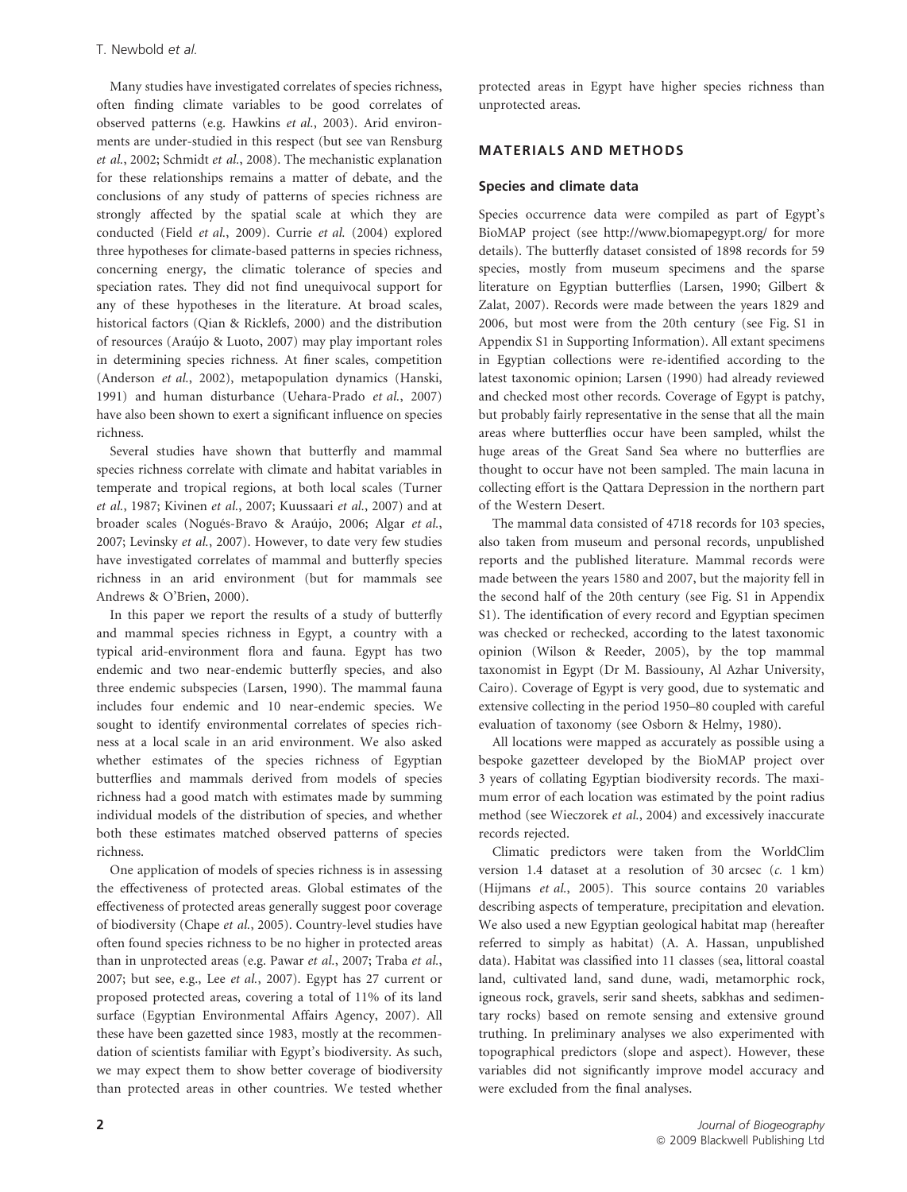Many studies have investigated correlates of species richness, often finding climate variables to be good correlates of observed patterns (e.g. Hawkins *et al.*, 2003). Arid environments are under-studied in this respect (but see van Rensburg *et al.*, 2002; Schmidt *et al.*, 2008). The mechanistic explanation for these relationships remains a matter of debate, and the conclusions of any study of patterns of species richness are strongly affected by the spatial scale at which they are conducted (Field *et al.*, 2009). Currie *et al.* (2004) explored three hypotheses for climate-based patterns in species richness, concerning energy, the climatic tolerance of species and speciation rates. They did not find unequivocal support for any of these hypotheses in the literature. At broad scales, historical factors (Qian & Ricklefs, 2000) and the distribution of resources (Araújo & Luoto, 2007) may play important roles in determining species richness. At finer scales, competition (Anderson *et al.*, 2002), metapopulation dynamics (Hanski, 1991) and human disturbance (Uehara-Prado *et al.*, 2007) have also been shown to exert a significant influence on species richness.

Several studies have shown that butterfly and mammal species richness correlate with climate and habitat variables in temperate and tropical regions, at both local scales (Turner *et al.*, 1987; Kivinen *et al.*, 2007; Kuussaari *et al.*, 2007) and at broader scales (Nogués-Bravo & Araújo, 2006; Algar *et al.*, 2007; Levinsky *et al.*, 2007). However, to date very few studies have investigated correlates of mammal and butterfly species richness in an arid environment (but for mammals see Andrews & O'Brien, 2000).

In this paper we report the results of a study of butterfly and mammal species richness in Egypt, a country with a typical arid-environment flora and fauna. Egypt has two endemic and two near-endemic butterfly species, and also three endemic subspecies (Larsen, 1990). The mammal fauna includes four endemic and 10 near-endemic species. We sought to identify environmental correlates of species richness at a local scale in an arid environment. We also asked whether estimates of the species richness of Egyptian butterflies and mammals derived from models of species richness had a good match with estimates made by summing individual models of the distribution of species, and whether both these estimates matched observed patterns of species richness.

One application of models of species richness is in assessing the effectiveness of protected areas. Global estimates of the effectiveness of protected areas generally suggest poor coverage of biodiversity (Chape *et al.*, 2005). Country-level studies have often found species richness to be no higher in protected areas than in unprotected areas (e.g. Pawar *et al.*, 2007; Traba *et al.*, 2007; but see, e.g., Lee *et al.*, 2007). Egypt has 27 current or proposed protected areas, covering a total of 11% of its land surface (Egyptian Environmental Affairs Agency, 2007). All these have been gazetted since 1983, mostly at the recommendation of scientists familiar with Egypt's biodiversity. As such, we may expect them to show better coverage of biodiversity than protected areas in other countries. We tested whether protected areas in Egypt have higher species richness than unprotected areas.

## MATERIALS AND METHODS

### Species and climate data

Species occurrence data were compiled as part of Egypt's BioMAP project (see http://www.biomapegypt.org/ for more details). The butterfly dataset consisted of 1898 records for 59 species, mostly from museum specimens and the sparse literature on Egyptian butterflies (Larsen, 1990; Gilbert & Zalat, 2007). Records were made between the years 1829 and 2006, but most were from the 20th century (see Fig. S1 in Appendix S1 in Supporting Information). All extant specimens in Egyptian collections were re-identified according to the latest taxonomic opinion; Larsen (1990) had already reviewed and checked most other records. Coverage of Egypt is patchy, but probably fairly representative in the sense that all the main areas where butterflies occur have been sampled, whilst the huge areas of the Great Sand Sea where no butterflies are thought to occur have not been sampled. The main lacuna in collecting effort is the Qattara Depression in the northern part of the Western Desert.

The mammal data consisted of 4718 records for 103 species, also taken from museum and personal records, unpublished reports and the published literature. Mammal records were made between the years 1580 and 2007, but the majority fell in the second half of the 20th century (see Fig. S1 in Appendix S1). The identification of every record and Egyptian specimen was checked or rechecked, according to the latest taxonomic opinion (Wilson & Reeder, 2005), by the top mammal taxonomist in Egypt (Dr M. Bassiouny, Al Azhar University, Cairo). Coverage of Egypt is very good, due to systematic and extensive collecting in the period 1950–80 coupled with careful evaluation of taxonomy (see Osborn & Helmy, 1980).

All locations were mapped as accurately as possible using a bespoke gazetteer developed by the BioMAP project over 3 years of collating Egyptian biodiversity records. The maximum error of each location was estimated by the point radius method (see Wieczorek *et al.*, 2004) and excessively inaccurate records rejected.

Climatic predictors were taken from the WorldClim version 1.4 dataset at a resolution of 30 arcsec (*c.* 1 km) (Hijmans *et al.*, 2005). This source contains 20 variables describing aspects of temperature, precipitation and elevation. We also used a new Egyptian geological habitat map (hereafter referred to simply as habitat) (A. A. Hassan, unpublished data). Habitat was classified into 11 classes (sea, littoral coastal land, cultivated land, sand dune, wadi, metamorphic rock, igneous rock, gravels, serir sand sheets, sabkhas and sedimentary rocks) based on remote sensing and extensive ground truthing. In preliminary analyses we also experimented with topographical predictors (slope and aspect). However, these variables did not significantly improve model accuracy and were excluded from the final analyses.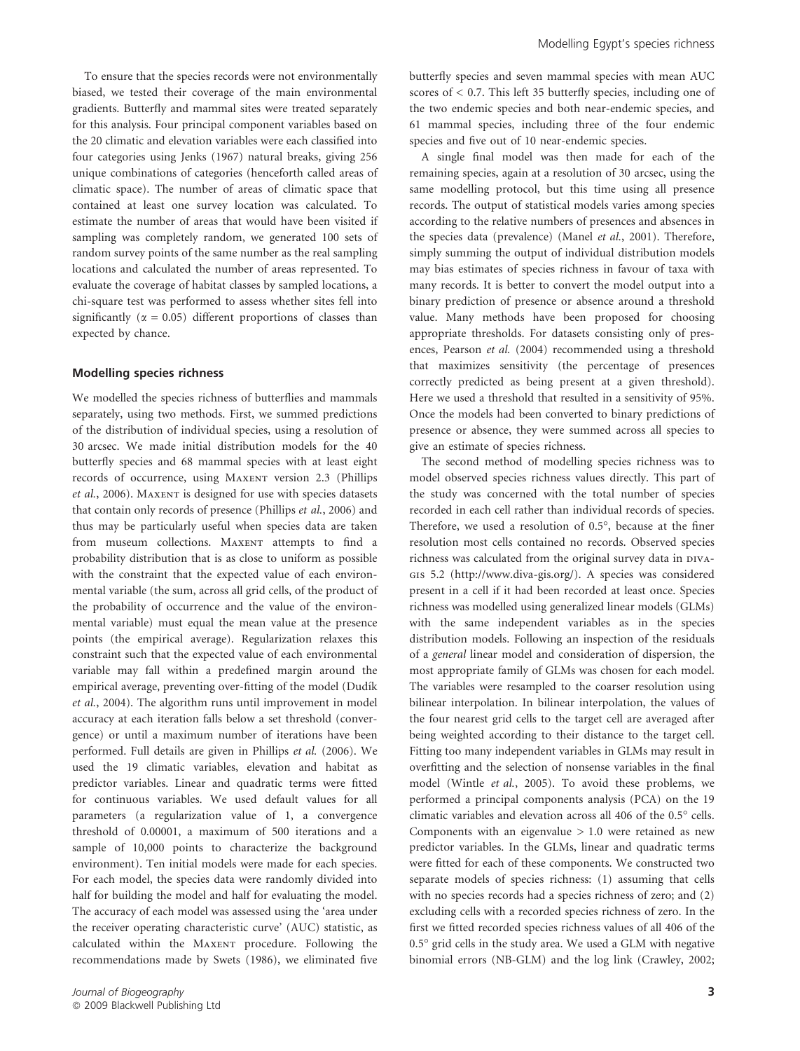To ensure that the species records were not environmentally biased, we tested their coverage of the main environmental gradients. Butterfly and mammal sites were treated separately for this analysis. Four principal component variables based on the 20 climatic and elevation variables were each classified into four categories using Jenks (1967) natural breaks, giving 256 unique combinations of categories (henceforth called areas of climatic space). The number of areas of climatic space that contained at least one survey location was calculated. To estimate the number of areas that would have been visited if sampling was completely random, we generated 100 sets of random survey points of the same number as the real sampling locations and calculated the number of areas represented. To evaluate the coverage of habitat classes by sampled locations, a chi-square test was performed to assess whether sites fell into significantly ($\alpha = 0.05$) different proportions of classes than expected by chance.

## Modelling species richness

We modelled the species richness of butterflies and mammals separately, using two methods. First, we summed predictions of the distribution of individual species, using a resolution of 30 arcsec. We made initial distribution models for the 40 butterfly species and 68 mammal species with at least eight records of occurrence, using Maxent version 2.3 (Phillips *et al.*, 2006). Maxent is designed for use with species datasets that contain only records of presence (Phillips *et al.*, 2006) and thus may be particularly useful when species data are taken from museum collections. Maxent attempts to find a probability distribution that is as close to uniform as possible with the constraint that the expected value of each environmental variable (the sum, across all grid cells, of the product of the probability of occurrence and the value of the environmental variable) must equal the mean value at the presence points (the empirical average). Regularization relaxes this constraint such that the expected value of each environmental variable may fall within a predefined margin around the empirical average, preventing over-fitting of the model (Dudík *et al.*, 2004). The algorithm runs until improvement in model accuracy at each iteration falls below a set threshold (convergence) or until a maximum number of iterations have been performed. Full details are given in Phillips *et al.* (2006). We used the 19 climatic variables, elevation and habitat as predictor variables. Linear and quadratic terms were fitted for continuous variables. We used default values for all parameters (a regularization value of 1, a convergence threshold of 0.00001, a maximum of 500 iterations and a sample of 10,000 points to characterize the background environment). Ten initial models were made for each species. For each model, the species data were randomly divided into half for building the model and half for evaluating the model. The accuracy of each model was assessed using the 'area under the receiver operating characteristic curve' (AUC) statistic, as calculated within the Maxent procedure. Following the recommendations made by Swets (1986), we eliminated five butterfly species and seven mammal species with mean AUC scores of < 0.7. This left 35 butterfly species, including one of the two endemic species and both near-endemic species, and 61 mammal species, including three of the four endemic species and five out of 10 near-endemic species.

A single final model was then made for each of the remaining species, again at a resolution of 30 arcsec, using the same modelling protocol, but this time using all presence records. The output of statistical models varies among species according to the relative numbers of presences and absences in the species data (prevalence) (Manel *et al.*, 2001). Therefore, simply summing the output of individual distribution models may bias estimates of species richness in favour of taxa with many records. It is better to convert the model output into a binary prediction of presence or absence around a threshold value. Many methods have been proposed for choosing appropriate thresholds. For datasets consisting only of presences, Pearson *et al.* (2004) recommended using a threshold that maximizes sensitivity (the percentage of presences correctly predicted as being present at a given threshold). Here we used a threshold that resulted in a sensitivity of 95%. Once the models had been converted to binary predictions of presence or absence, they were summed across all species to give an estimate of species richness.

The second method of modelling species richness was to model observed species richness values directly. This part of the study was concerned with the total number of species recorded in each cell rather than individual records of species. Therefore, we used a resolution of 0.5°, because at the finer resolution most cells contained no records. Observed species richness was calculated from the original survey data in diva-gis 5.2 (http://www.diva-gis.org/). A species was considered present in a cell if it had been recorded at least once. Species richness was modelled using generalized linear models (GLMs) with the same independent variables as in the species distribution models. Following an inspection of the residuals of a *general* linear model and consideration of dispersion, the most appropriate family of GLMs was chosen for each model. The variables were resampled to the coarser resolution using bilinear interpolation. In bilinear interpolation, the values of the four nearest grid cells to the target cell are averaged after being weighted according to their distance to the target cell. Fitting too many independent variables in GLMs may result in overfitting and the selection of nonsense variables in the final model (Wintle *et al.*, 2005). To avoid these problems, we performed a principal components analysis (PCA) on the 19 climatic variables and elevation across all 406 of the 0.5° cells. Components with an eigenvalue > 1.0 were retained as new predictor variables. In the GLMs, linear and quadratic terms were fitted for each of these components. We constructed two separate models of species richness: (1) assuming that cells with no species records had a species richness of zero; and (2) excluding cells with a recorded species richness of zero. In the first we fitted recorded species richness values of all 406 of the 0.5° grid cells in the study area. We used a GLM with negative binomial errors (NB-GLM) and the log link (Crawley, 2002;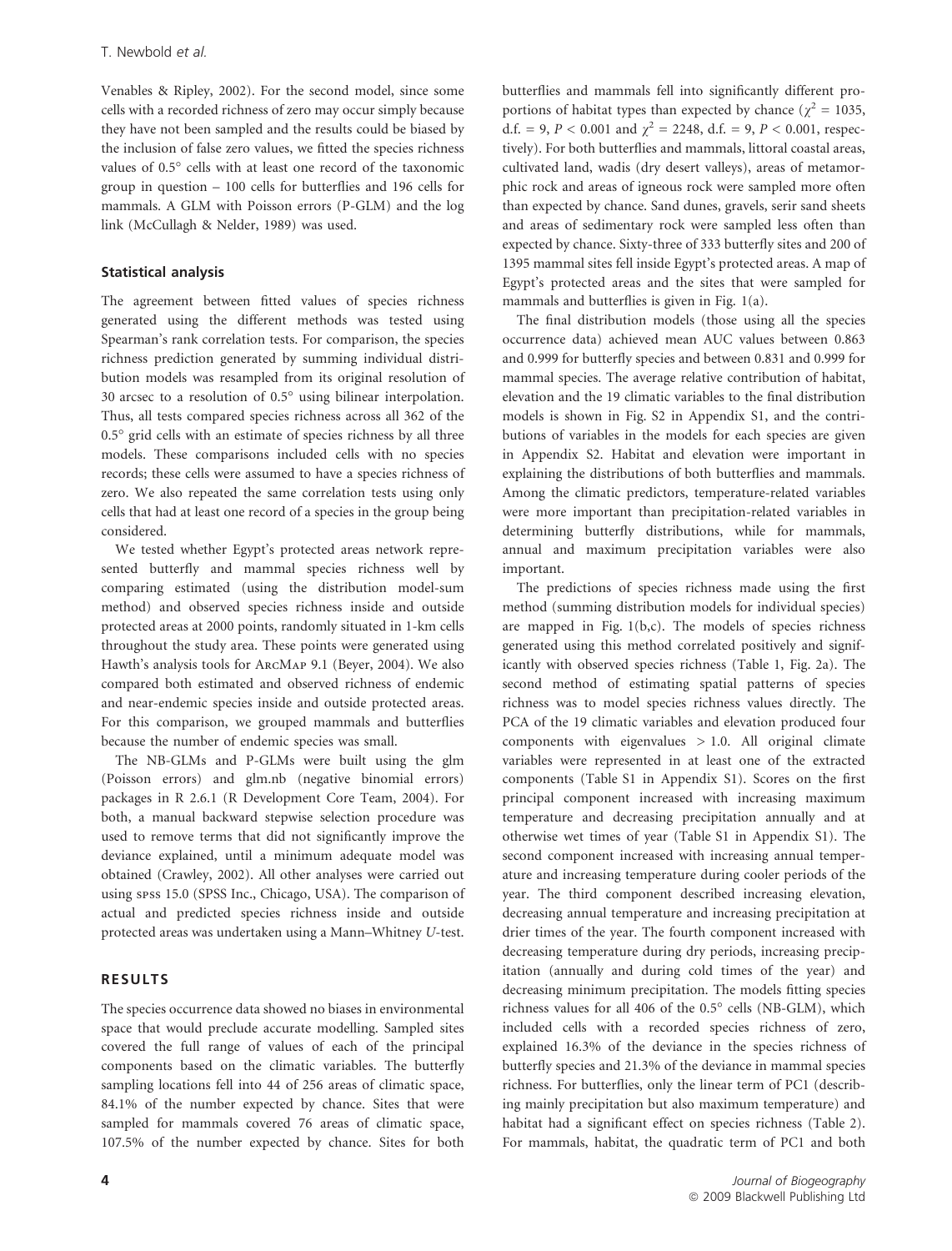Venables & Ripley, 2002). For the second model, since some cells with a recorded richness of zero may occur simply because they have not been sampled and the results could be biased by the inclusion of false zero values, we fitted the species richness values of 0.5° cells with at least one record of the taxonomic group in question – 100 cells for butterflies and 196 cells for mammals. A GLM with Poisson errors (P-GLM) and the log link (McCullagh & Nelder, 1989) was used.

## Statistical analysis

The agreement between fitted values of species richness generated using the different methods was tested using Spearman's rank correlation tests. For comparison, the species richness prediction generated by summing individual distribution models was resampled from its original resolution of 30 arcsec to a resolution of 0.5° using bilinear interpolation. Thus, all tests compared species richness across all 362 of the 0.5° grid cells with an estimate of species richness by all three models. These comparisons included cells with no species records; these cells were assumed to have a species richness of zero. We also repeated the same correlation tests using only cells that had at least one record of a species in the group being considered.

We tested whether Egypt's protected areas network represented butterfly and mammal species richness well by comparing estimated (using the distribution model-sum method) and observed species richness inside and outside protected areas at 2000 points, randomly situated in 1-km cells throughout the study area. These points were generated using Hawth's analysis tools for ArcMap 9.1 (Beyer, 2004). We also compared both estimated and observed richness of endemic and near-endemic species inside and outside protected areas. For this comparison, we grouped mammals and butterflies because the number of endemic species was small.

The NB-GLMs and P-GLMs were built using the glm (Poisson errors) and glm.nb (negative binomial errors) packages in R 2.6.1 (R Development Core Team, 2004). For both, a manual backward stepwise selection procedure was used to remove terms that did not significantly improve the deviance explained, until a minimum adequate model was obtained (Crawley, 2002). All other analyses were carried out using spss 15.0 (SPSS Inc., Chicago, USA). The comparison of actual and predicted species richness inside and outside protected areas was undertaken using a Mann–Whitney *U*-test.

# RESULTS

The species occurrence data showed no biases in environmental space that would preclude accurate modelling. Sampled sites covered the full range of values of each of the principal components based on the climatic variables. The butterfly sampling locations fell into 44 of 256 areas of climatic space, 84.1% of the number expected by chance. Sites that were sampled for mammals covered 76 areas of climatic space, 107.5% of the number expected by chance. Sites for both butterflies and mammals fell into significantly different proportions of habitat types than expected by chance ($\chi^2 = 1035$, d.f. = 9, $P < 0.001$ and $\chi^2 = 2248$, d.f. = 9, $P < 0.001$, respectively). For both butterflies and mammals, littoral coastal areas, cultivated land, wadis (dry desert valleys), areas of metamorphic rock and areas of igneous rock were sampled more often than expected by chance. Sand dunes, gravels, serir sand sheets and areas of sedimentary rock were sampled less often than expected by chance. Sixty-three of 333 butterfly sites and 200 of 1395 mammal sites fell inside Egypt's protected areas. A map of Egypt's protected areas and the sites that were sampled for mammals and butterflies is given in Fig. 1(a).

The final distribution models (those using all the species occurrence data) achieved mean AUC values between 0.863 and 0.999 for butterfly species and between 0.831 and 0.999 for mammal species. The average relative contribution of habitat, elevation and the 19 climatic variables to the final distribution models is shown in Fig. S2 in Appendix S1, and the contributions of variables in the models for each species are given in Appendix S2. Habitat and elevation were important in explaining the distributions of both butterflies and mammals. Among the climatic predictors, temperature-related variables were more important than precipitation-related variables in determining butterfly distributions, while for mammals, annual and maximum precipitation variables were also important.

The predictions of species richness made using the first method (summing distribution models for individual species) are mapped in Fig. 1(b,c). The models of species richness generated using this method correlated positively and significantly with observed species richness (Table 1, Fig. 2a). The second method of estimating spatial patterns of species richness was to model species richness values directly. The PCA of the 19 climatic variables and elevation produced four components with eigenvalues > 1.0. All original climate variables were represented in at least one of the extracted components (Table S1 in Appendix S1). Scores on the first principal component increased with increasing maximum temperature and decreasing precipitation annually and at otherwise wet times of year (Table S1 in Appendix S1). The second component increased with increasing annual temperature and increasing temperature during cooler periods of the year. The third component described increasing elevation, decreasing annual temperature and increasing precipitation at drier times of the year. The fourth component increased with decreasing temperature during dry periods, increasing precipitation (annually and during cold times of the year) and decreasing minimum precipitation. The models fitting species richness values for all 406 of the 0.5° cells (NB-GLM), which included cells with a recorded species richness of zero, explained 16.3% of the deviance in the species richness of butterfly species and 21.3% of the deviance in mammal species richness. For butterflies, only the linear term of PC1 (describing mainly precipitation but also maximum temperature) and habitat had a significant effect on species richness (Table 2). For mammals, habitat, the quadratic term of PC1 and both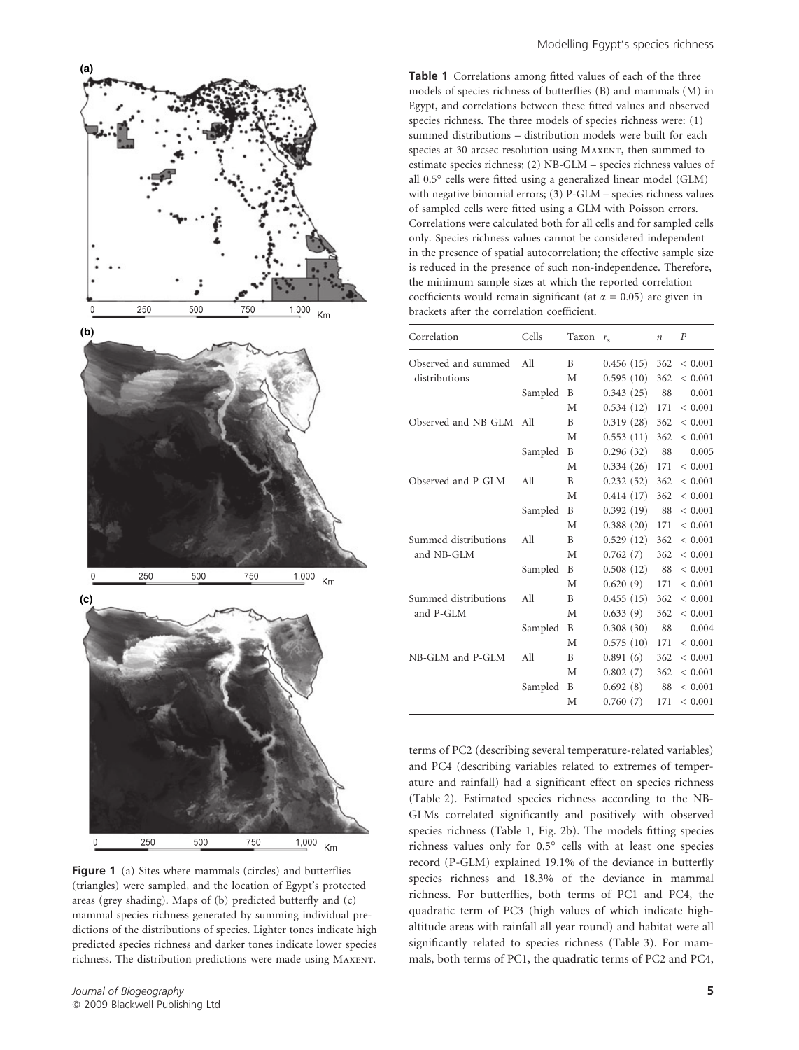**Figure 1** (a) Sites where mammals (circles) and butterflies (triangles) were sampled, and the location of Egypt's protected areas (grey shading). Maps of (b) predicted butterfly and (c) mammal species richness generated by summing individual predictions of the distributions of species. Lighter tones indicate high predicted species richness and darker tones indicate lower species richness. The distribution predictions were made using Maxent.

**Table 1** Correlations among fitted values of each of the three models of species richness of butterflies (B) and mammals (M) in Egypt, and correlations between these fitted values and observed species richness. The three models of species richness were: (1) summed distributions – distribution models were built for each species at 30 arcsec resolution using Maxent, then summed to estimate species richness; (2) NB-GLM – species richness values of all 0.5° cells were fitted using a generalized linear model (GLM) with negative binomial errors; (3) P-GLM – species richness values of sampled cells were fitted using a GLM with Poisson errors. Correlations were calculated both for all cells and for sampled cells only. Species richness values cannot be considered independent in the presence of spatial autocorrelation; the effective sample size is reduced in the presence of such non-independence. Therefore, the minimum sample sizes at which the reported correlation coefficients would remain significant (at $\alpha = 0.05$) are given in brackets after the correlation coefficient.

| Correlation | Cells | Taxon | $r_s$ | $n$ | $P$ |
|---|---|---|---|---|---|
| Observed and summed distributions | All | B | 0.456 (15) | 362 | < 0.001 |
| | | M | 0.595 (10) | 362 | < 0.001 |
| | Sampled | B | 0.343 (25) | 88 | 0.001 |
| | | M | 0.534 (12) | 171 | < 0.001 |
| Observed and NB-GLM | All | B | 0.319 (28) | 362 | < 0.001 |
| | | M | 0.553 (11) | 362 | < 0.001 |
| | Sampled | B | 0.296 (32) | 88 | 0.005 |
| | | M | 0.334 (26) | 171 | < 0.001 |
| Observed and P-GLM | All | B | 0.232 (52) | 362 | < 0.001 |
| | | M | 0.414 (17) | 362 | < 0.001 |
| | Sampled | B | 0.392 (19) | 88 | < 0.001 |
| | | M | 0.388 (20) | 171 | < 0.001 |
| Summed distributions and NB-GLM | All | B | 0.529 (12) | 362 | < 0.001 |
| | | M | 0.762 (7) | 362 | < 0.001 |
| | Sampled | B | 0.508 (12) | 88 | < 0.001 |
| | | M | 0.620 (9) | 171 | < 0.001 |
| Summed distributions and P-GLM | All | B | 0.455 (15) | 362 | < 0.001 |
| | | M | 0.633 (9) | 362 | < 0.001 |
| | Sampled | B | 0.308 (30) | 88 | 0.004 |
| | | M | 0.575 (10) | 171 | < 0.001 |
| NB-GLM and P-GLM | All | B | 0.891 (6) | 362 | < 0.001 |
| | | M | 0.802 (7) | 362 | < 0.001 |
| | Sampled | B | 0.692 (8) | 88 | < 0.001 |
| | | M | 0.760 (7) | 171 | < 0.001 |

terms of PC2 (describing several temperature-related variables) and PC4 (describing variables related to extremes of temperature and rainfall) had a significant effect on species richness (Table 2). Estimated species richness according to the NB-GLMs correlated significantly and positively with observed species richness (Table 1, Fig. 2b). The models fitting species richness values only for 0.5° cells with at least one species record (P-GLM) explained 19.1% of the deviance in butterfly species richness and 18.3% of the deviance in mammal richness. For butterflies, both terms of PC1 and PC4, the quadratic term of PC3 (high values of which indicate high-altitude areas with rainfall all year round) and habitat were all significantly related to species richness (Table 3). For mammals, both terms of PC1, the quadratic terms of PC2 and PC4,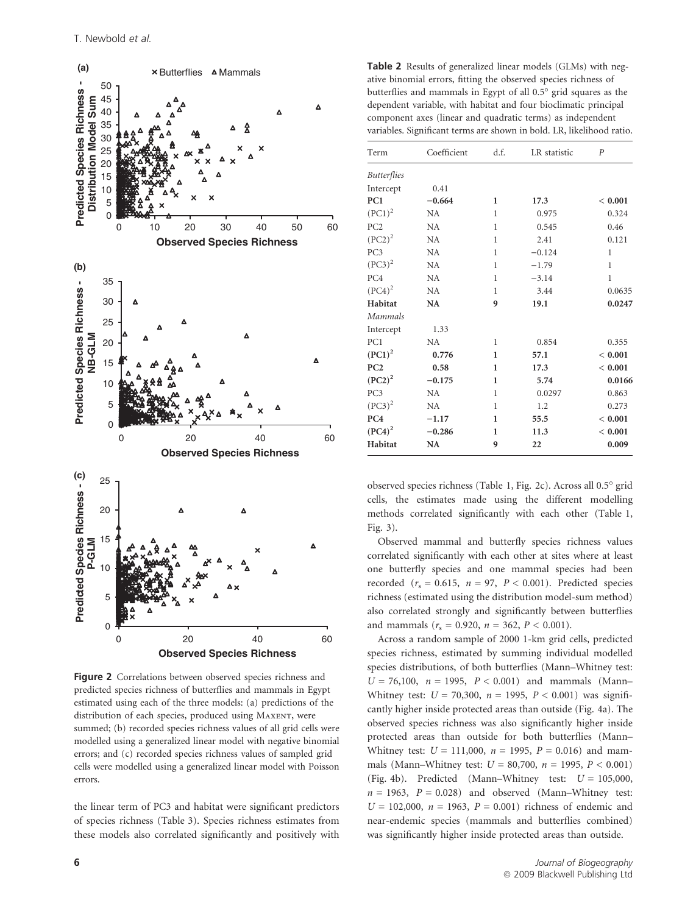Figure 2 Correlations between observed species richness and predicted species richness of butterflies and mammals in Egypt estimated using each of the three models: (a) predictions of the distribution of each species, produced using MAXENT, were summed; (b) recorded species richness values of all grid cells were modelled using a generalized linear model with negative binomial errors; and (c) recorded species richness values of sampled grid cells were modelled using a generalized linear model with Poisson errors.

the linear term of PC3 and habitat were significant predictors of species richness (Table 3). Species richness estimates from these models also correlated significantly and positively with observed species richness (Table 1, Fig. 2c). Across all 0.5° grid cells, the estimates made using the different modelling methods correlated significantly with each other (Table 1, Fig. 3).

**Table 2** Results of generalized linear models (GLMs) with negative binomial errors, fitting the observed species richness of butterflies and mammals in Egypt of all 0.5° grid squares as the dependent variable, with habitat and four bioclimatic principal component axes (linear and quadratic terms) as independent variables. Significant terms are shown in bold. LR, likelihood ratio.

| Term | Coefficient | d.f. | LR statistic | $P$ |
|---|---|---|---|---|
| *Butterflies* | | | | |
| Intercept | 0.41 | | | |
| **PC1** | **−0.664** | **1** | **17.3** | **< 0.001** |
| $(PC1)^2$ | NA | 1 | 0.975 | 0.324 |
| PC2 | NA | 1 | 0.545 | 0.46 |
| $(PC2)^2$ | NA | 1 | 2.41 | 0.121 |
| PC3 | NA | 1 | −0.124 | 1 |
| $(PC3)^2$ | NA | 1 | −1.79 | 1 |
| PC4 | NA | 1 | −3.14 | 1 |
| $(PC4)^2$ | NA | 1 | 3.44 | 0.0635 |
| **Habitat** | **NA** | **9** | **19.1** | **0.0247** |
| *Mammals* | | | | |
| Intercept | 1.33 | | | |
| PC1 | NA | 1 | 0.854 | 0.355 |
| $\mathbf{(PC1)^2}$ | **0.776** | **1** | **57.1** | **< 0.001** |
| **PC2** | **0.58** | **1** | **17.3** | **< 0.001** |
| $\mathbf{(PC2)^2}$ | **−0.175** | **1** | **5.74** | **0.0166** |
| PC3 | NA | 1 | 0.0297 | 0.863 |
| $(PC3)^2$ | NA | 1 | 1.2 | 0.273 |
| **PC4** | **−1.17** | **1** | **55.5** | **< 0.001** |
| $\mathbf{(PC4)^2}$ | **−0.286** | **1** | **11.3** | **< 0.001** |
| **Habitat** | **NA** | **9** | **22** | **0.009** |

Observed mammal and butterfly species richness values correlated significantly with each other at sites where at least one butterfly species and one mammal species had been recorded ($r_s = 0.615$, $n = 97$, $P < 0.001$). Predicted species richness (estimated using the distribution model-sum method) also correlated strongly and significantly between butterflies and mammals ($r_s = 0.920$, $n = 362$, $P < 0.001$).

Across a random sample of 2000 1-km grid cells, predicted species richness, estimated by summing individual modelled species distributions, of both butterflies (Mann–Whitney test: $U = 76{,}100$, $n = 1995$, $P < 0.001$) and mammals (Mann–Whitney test: $U = 70{,}300$, $n = 1995$, $P < 0.001$) was significantly higher inside protected areas than outside (Fig. 4a). The observed species richness was also significantly higher inside protected areas than outside for both butterflies (Mann–Whitney test: $U = 111{,}000$, $n = 1995$, $P = 0.016$) and mammals (Mann–Whitney test: $U = 80{,}700$, $n = 1995$, $P < 0.001$) (Fig. 4b). Predicted (Mann–Whitney test: $U = 105{,}000$, $n = 1963$, $P = 0.028$) and observed (Mann–Whitney test: $U = 102{,}000$, $n = 1963$, $P = 0.001$) richness of endemic and near-endemic species (mammals and butterflies combined) was significantly higher inside protected areas than outside.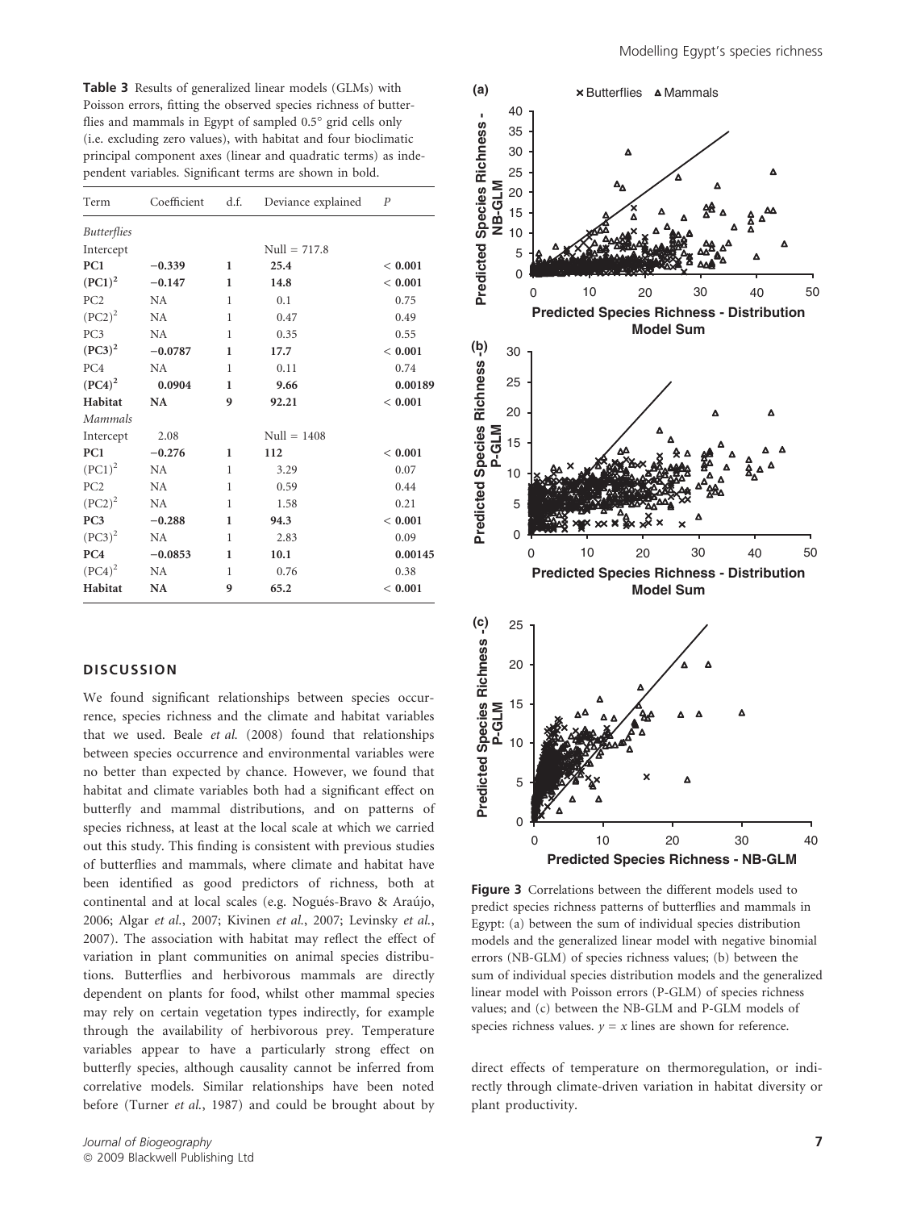**Table 3** Results of generalized linear models (GLMs) with Poisson errors, fitting the observed species richness of butterflies and mammals in Egypt of sampled 0.5° grid cells only (i.e. excluding zero values), with habitat and four bioclimatic principal component axes (linear and quadratic terms) as independent variables. Significant terms are shown in bold.

| Term | Coefficient | d.f. | Deviance explained | $P$ |
|---|---|---|---|---|
| *Butterflies* | | | | |
| Intercept | | | Null = 717.8 | |
| **PC1** | **−0.339** | **1** | **25.4** | **< 0.001** |
| **(PC1)$^2$** | **−0.147** | **1** | **14.8** | **< 0.001** |
| PC2 | NA | 1 | 0.1 | 0.75 |
| (PC2)$^2$ | NA | 1 | 0.47 | 0.49 |
| PC3 | NA | 1 | 0.35 | 0.55 |
| **(PC3)$^2$** | **−0.0787** | **1** | **17.7** | **< 0.001** |
| PC4 | NA | 1 | 0.11 | 0.74 |
| **(PC4)$^2$** | **0.0904** | **1** | **9.66** | **0.00189** |
| **Habitat** | **NA** | **9** | **92.21** | **< 0.001** |
| *Mammals* | | | | |
| Intercept | 2.08 | | Null = 1408 | |
| **PC1** | **−0.276** | **1** | **112** | **< 0.001** |
| (PC1)$^2$ | NA | 1 | 3.29 | 0.07 |
| PC2 | NA | 1 | 0.59 | 0.44 |
| (PC2)$^2$ | NA | 1 | 1.58 | 0.21 |
| **PC3** | **−0.288** | **1** | **94.3** | **< 0.001** |
| (PC3)$^2$ | NA | 1 | 2.83 | 0.09 |
| **PC4** | **−0.0853** | **1** | **10.1** | **0.00145** |
| (PC4)$^2$ | NA | 1 | 0.76 | 0.38 |
| **Habitat** | **NA** | **9** | **65.2** | **< 0.001** |

## DISCUSSION

We found significant relationships between species occurrence, species richness and the climate and habitat variables that we used. Beale *et al.* (2008) found that relationships between species occurrence and environmental variables were no better than expected by chance. However, we found that habitat and climate variables both had a significant effect on butterfly and mammal distributions, and on patterns of species richness, at least at the local scale at which we carried out this study. This finding is consistent with previous studies of butterflies and mammals, where climate and habitat have been identified as good predictors of richness, both at continental and at local scales (e.g. Nogués-Bravo & Araújo, 2006; Algar *et al.*, 2007; Kivinen *et al.*, 2007; Levinsky *et al.*, 2007). The association with habitat may reflect the effect of variation in plant communities on animal species distributions. Butterflies and herbivorous mammals are directly dependent on plants for food, whilst other mammal species may rely on certain vegetation types indirectly, for example through the availability of herbivorous prey. Temperature variables appear to have a particularly strong effect on butterfly species, although causality cannot be inferred from correlative models. Similar relationships have been noted before (Turner *et al.*, 1987) and could be brought about by direct effects of temperature on thermoregulation, or indirectly through climate-driven variation in habitat diversity or plant productivity.

**Figure 3** Correlations between the different models used to predict species richness patterns of butterflies and mammals in Egypt: (a) between the sum of individual species distribution models and the generalized linear model with negative binomial errors (NB-GLM) of species richness values; (b) between the sum of individual species distribution models and the generalized linear model with Poisson errors (P-GLM) of species richness values; and (c) between the NB-GLM and P-GLM models of species richness values. $y = x$ lines are shown for reference.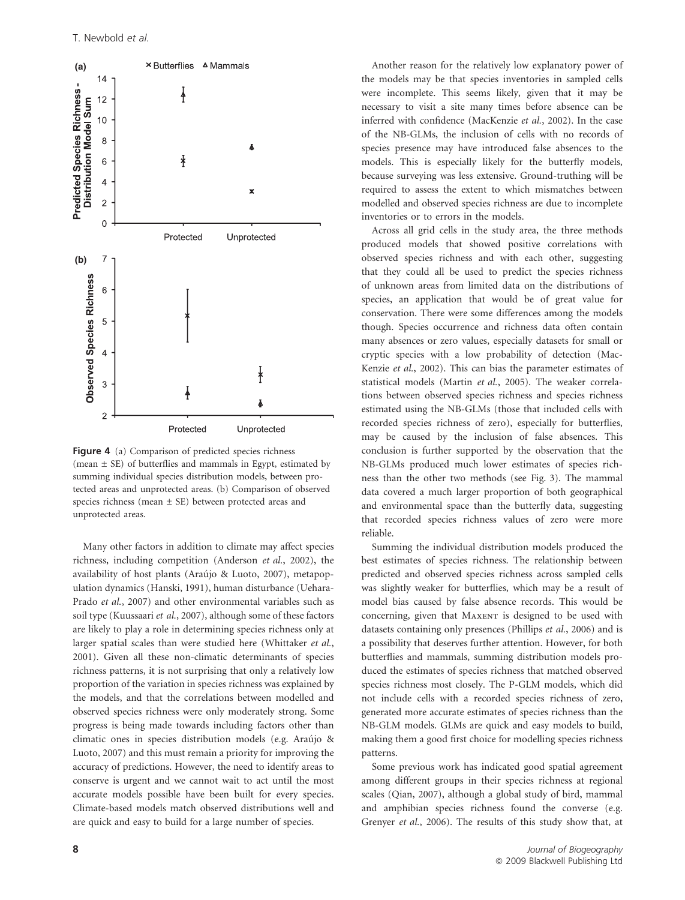**Figure 4** (a) Comparison of predicted species richness (mean ± SE) of butterflies and mammals in Egypt, estimated by summing individual species distribution models, between protected areas and unprotected areas. (b) Comparison of observed species richness (mean ± SE) between protected areas and unprotected areas.

Many other factors in addition to climate may affect species richness, including competition (Anderson *et al.*, 2002), the availability of host plants (Araújo & Luoto, 2007), metapopulation dynamics (Hanski, 1991), human disturbance (Uehara-Prado *et al.*, 2007) and other environmental variables such as soil type (Kuussaari *et al.*, 2007), although some of these factors are likely to play a role in determining species richness only at larger spatial scales than were studied here (Whittaker *et al.*, 2001). Given all these non-climatic determinants of species richness patterns, it is not surprising that only a relatively low proportion of the variation in species richness was explained by the models, and that the correlations between modelled and observed species richness were only moderately strong. Some progress is being made towards including factors other than climatic ones in species distribution models (e.g. Araújo & Luoto, 2007) and this must remain a priority for improving the accuracy of predictions. However, the need to identify areas to conserve is urgent and we cannot wait to act until the most accurate models possible have been built for every species. Climate-based models match observed distributions well and are quick and easy to build for a large number of species.

Another reason for the relatively low explanatory power of the models may be that species inventories in sampled cells were incomplete. This seems likely, given that it may be necessary to visit a site many times before absence can be inferred with confidence (MacKenzie *et al.*, 2002). In the case of the NB-GLMs, the inclusion of cells with no records of species presence may have introduced false absences to the models. This is especially likely for the butterfly models, because surveying was less extensive. Ground-truthing will be required to assess the extent to which mismatches between modelled and observed species richness are due to incomplete inventories or to errors in the models.

Across all grid cells in the study area, the three methods produced models that showed positive correlations with observed species richness and with each other, suggesting that they could all be used to predict the species richness of unknown areas from limited data on the distributions of species, an application that would be of great value for conservation. There were some differences among the models though. Species occurrence and richness data often contain many absences or zero values, especially datasets for small or cryptic species with a low probability of detection (MacKenzie *et al.*, 2002). This can bias the parameter estimates of statistical models (Martin *et al.*, 2005). The weaker correlations between observed species richness and species richness estimated using the NB-GLMs (those that included cells with recorded species richness of zero), especially for butterflies, may be caused by the inclusion of false absences. This conclusion is further supported by the observation that the NB-GLMs produced much lower estimates of species richness than the other two methods (see Fig. 3). The mammal data covered a much larger proportion of both geographical and environmental space than the butterfly data, suggesting that recorded species richness values of zero were more reliable.

Summing the individual distribution models produced the best estimates of species richness. The relationship between predicted and observed species richness across sampled cells was slightly weaker for butterflies, which may be a result of model bias caused by false absence records. This would be concerning, given that Maxent is designed to be used with datasets containing only presences (Phillips *et al.*, 2006) and is a possibility that deserves further attention. However, for both butterflies and mammals, summing distribution models produced the estimates of species richness that matched observed species richness most closely. The P-GLM models, which did not include cells with a recorded species richness of zero, generated more accurate estimates of species richness than the NB-GLM models. GLMs are quick and easy models to build, making them a good first choice for modelling species richness patterns.

Some previous work has indicated good spatial agreement among different groups in their species richness at regional scales (Qian, 2007), although a global study of bird, mammal and amphibian species richness found the converse (e.g. Grenyer *et al.*, 2006). The results of this study show that, at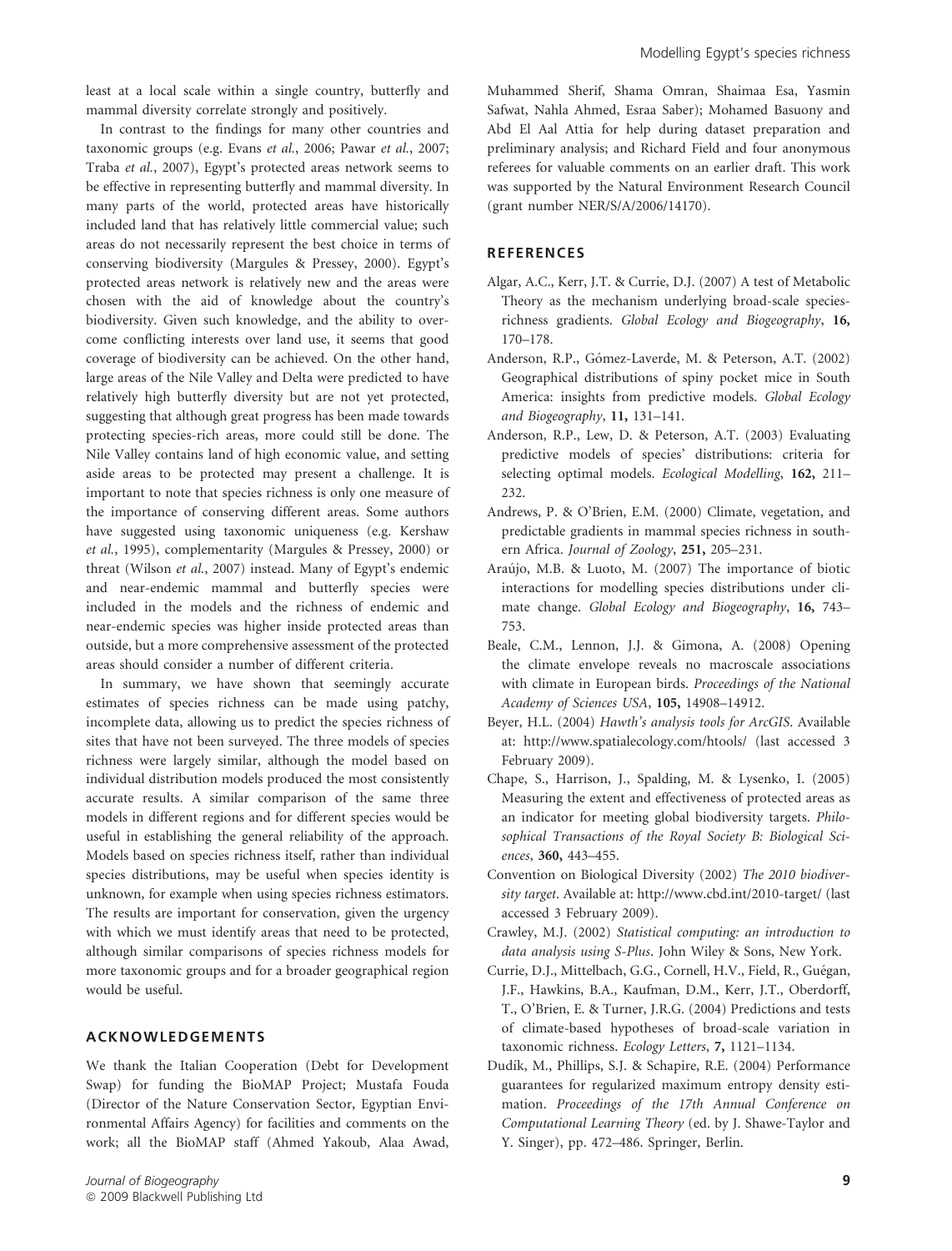least at a local scale within a single country, butterfly and mammal diversity correlate strongly and positively.

In contrast to the findings for many other countries and taxonomic groups (e.g. Evans *et al.*, 2006; Pawar *et al.*, 2007; Traba *et al.*, 2007), Egypt's protected areas network seems to be effective in representing butterfly and mammal diversity. In many parts of the world, protected areas have historically included land that has relatively little commercial value; such areas do not necessarily represent the best choice in terms of conserving biodiversity (Margules & Pressey, 2000). Egypt's protected areas network is relatively new and the areas were chosen with the aid of knowledge about the country's biodiversity. Given such knowledge, and the ability to overcome conflicting interests over land use, it seems that good coverage of biodiversity can be achieved. On the other hand, large areas of the Nile Valley and Delta were predicted to have relatively high butterfly diversity but are not yet protected, suggesting that although great progress has been made towards protecting species-rich areas, more could still be done. The Nile Valley contains land of high economic value, and setting aside areas to be protected may present a challenge. It is important to note that species richness is only one measure of the importance of conserving different areas. Some authors have suggested using taxonomic uniqueness (e.g. Kershaw *et al.*, 1995), complementarity (Margules & Pressey, 2000) or threat (Wilson *et al.*, 2007) instead. Many of Egypt's endemic and near-endemic mammal and butterfly species were included in the models and the richness of endemic and near-endemic species was higher inside protected areas than outside, but a more comprehensive assessment of the protected areas should consider a number of different criteria.

In summary, we have shown that seemingly accurate estimates of species richness can be made using patchy, incomplete data, allowing us to predict the species richness of sites that have not been surveyed. The three models of species richness were largely similar, although the model based on individual distribution models produced the most consistently accurate results. A similar comparison of the same three models in different regions and for different species would be useful in establishing the general reliability of the approach. Models based on species richness itself, rather than individual species distributions, may be useful when species identity is unknown, for example when using species richness estimators. The results are important for conservation, given the urgency with which we must identify areas that need to be protected, although similar comparisons of species richness models for more taxonomic groups and for a broader geographical region would be useful.

## ACKNOWLEDGEMENTS

We thank the Italian Cooperation (Debt for Development Swap) for funding the BioMAP Project; Mustafa Fouda (Director of the Nature Conservation Sector, Egyptian Environmental Affairs Agency) for facilities and comments on the work; all the BioMAP staff (Ahmed Yakoub, Alaa Awad, Muhammed Sherif, Shama Omran, Shaimaa Esa, Yasmin Safwat, Nahla Ahmed, Esraa Saber); Mohamed Basuony and Abd El Aal Attia for help during dataset preparation and preliminary analysis; and Richard Field and four anonymous referees for valuable comments on an earlier draft. This work was supported by the Natural Environment Research Council (grant number NER/S/A/2006/14170).

## REFERENCES

Algar, A.C., Kerr, J.T. & Currie, D.J. (2007) A test of Metabolic Theory as the mechanism underlying broad-scale species-richness gradients. *Global Ecology and Biogeography*, **16,** 170–178.

Anderson, R.P., Gómez-Laverde, M. & Peterson, A.T. (2002) Geographical distributions of spiny pocket mice in South America: insights from predictive models. *Global Ecology and Biogeography*, **11,** 131–141.

Anderson, R.P., Lew, D. & Peterson, A.T. (2003) Evaluating predictive models of species' distributions: criteria for selecting optimal models. *Ecological Modelling*, **162,** 211–232.

Andrews, P. & O'Brien, E.M. (2000) Climate, vegetation, and predictable gradients in mammal species richness in southern Africa. *Journal of Zoology*, **251,** 205–231.

Araújo, M.B. & Luoto, M. (2007) The importance of biotic interactions for modelling species distributions under climate change. *Global Ecology and Biogeography*, **16,** 743–753.

Beale, C.M., Lennon, J.J. & Gimona, A. (2008) Opening the climate envelope reveals no macroscale associations with climate in European birds. *Proceedings of the National Academy of Sciences USA*, **105,** 14908–14912.

Beyer, H.L. (2004) *Hawth's analysis tools for ArcGIS*. Available at: http://www.spatialecology.com/htools/ (last accessed 3 February 2009).

Chape, S., Harrison, J., Spalding, M. & Lysenko, I. (2005) Measuring the extent and effectiveness of protected areas as an indicator for meeting global biodiversity targets. *Philosophical Transactions of the Royal Society B: Biological Sciences*, **360,** 443–455.

Convention on Biological Diversity (2002) *The 2010 biodiversity target*. Available at: http://www.cbd.int/2010-target/ (last accessed 3 February 2009).

Crawley, M.J. (2002) *Statistical computing: an introduction to data analysis using S-Plus*. John Wiley & Sons, New York.

Currie, D.J., Mittelbach, G.G., Cornell, H.V., Field, R., Guégan, J.F., Hawkins, B.A., Kaufman, D.M., Kerr, J.T., Oberdorff, T., O'Brien, E. & Turner, J.R.G. (2004) Predictions and tests of climate-based hypotheses of broad-scale variation in taxonomic richness. *Ecology Letters*, **7,** 1121–1134.

Dudík, M., Phillips, S.J. & Schapire, R.E. (2004) Performance guarantees for regularized maximum entropy density estimation. *Proceedings of the 17th Annual Conference on Computational Learning Theory* (ed. by J. Shawe-Taylor and Y. Singer), pp. 472–486. Springer, Berlin.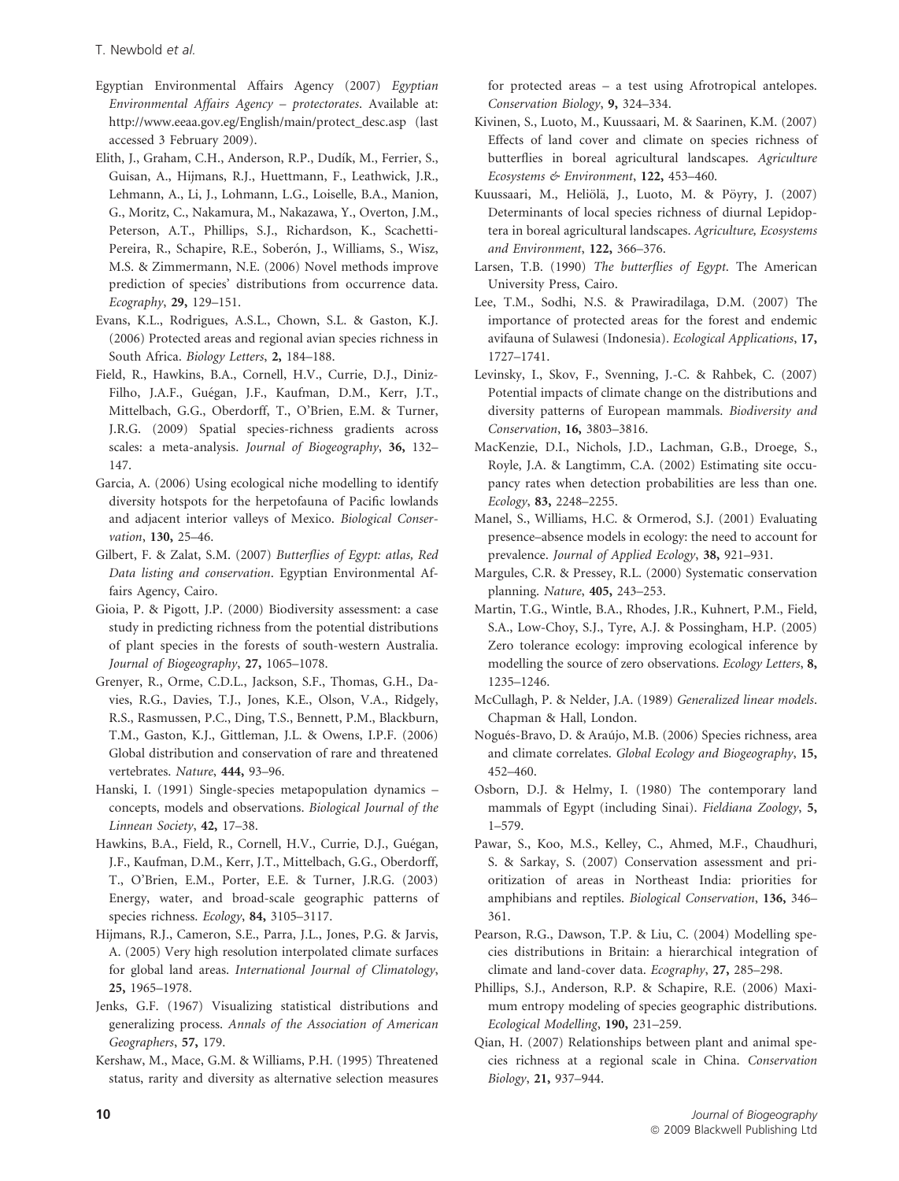Egyptian Environmental Affairs Agency (2007) *Egyptian Environmental Affairs Agency – protectorates*. Available at: http://www.eeaa.gov.eg/English/main/protect_desc.asp (last accessed 3 February 2009).

Elith, J., Graham, C.H., Anderson, R.P., Dudík, M., Ferrier, S., Guisan, A., Hijmans, R.J., Huettmann, F., Leathwick, J.R., Lehmann, A., Li, J., Lohmann, L.G., Loiselle, B.A., Manion, G., Moritz, C., Nakamura, M., Nakazawa, Y., Overton, J.M., Peterson, A.T., Phillips, S.J., Richardson, K., Scachetti-Pereira, R., Schapire, R.E., Soberón, J., Williams, S., Wisz, M.S. & Zimmermann, N.E. (2006) Novel methods improve prediction of species' distributions from occurrence data. *Ecography*, **29,** 129–151.

Evans, K.L., Rodrigues, A.S.L., Chown, S.L. & Gaston, K.J. (2006) Protected areas and regional avian species richness in South Africa. *Biology Letters*, **2,** 184–188.

Field, R., Hawkins, B.A., Cornell, H.V., Currie, D.J., Diniz-Filho, J.A.F., Guégan, J.F., Kaufman, D.M., Kerr, J.T., Mittelbach, G.G., Oberdorff, T., O'Brien, E.M. & Turner, J.R.G. (2009) Spatial species-richness gradients across scales: a meta-analysis. *Journal of Biogeography*, **36,** 132–147.

Garcia, A. (2006) Using ecological niche modelling to identify diversity hotspots for the herpetofauna of Pacific lowlands and adjacent interior valleys of Mexico. *Biological Conservation*, **130,** 25–46.

Gilbert, F. & Zalat, S.M. (2007) *Butterflies of Egypt: atlas, Red Data listing and conservation*. Egyptian Environmental Affairs Agency, Cairo.

Gioia, P. & Pigott, J.P. (2000) Biodiversity assessment: a case study in predicting richness from the potential distributions of plant species in the forests of south-western Australia. *Journal of Biogeography*, **27,** 1065–1078.

Grenyer, R., Orme, C.D.L., Jackson, S.F., Thomas, G.H., Davies, R.G., Davies, T.J., Jones, K.E., Olson, V.A., Ridgely, R.S., Rasmussen, P.C., Ding, T.S., Bennett, P.M., Blackburn, T.M., Gaston, K.J., Gittleman, J.L. & Owens, I.P.F. (2006) Global distribution and conservation of rare and threatened vertebrates. *Nature*, **444,** 93–96.

Hanski, I. (1991) Single-species metapopulation dynamics – concepts, models and observations. *Biological Journal of the Linnean Society*, **42,** 17–38.

Hawkins, B.A., Field, R., Cornell, H.V., Currie, D.J., Guégan, J.F., Kaufman, D.M., Kerr, J.T., Mittelbach, G.G., Oberdorff, T., O'Brien, E.M., Porter, E.E. & Turner, J.R.G. (2003) Energy, water, and broad-scale geographic patterns of species richness. *Ecology*, **84,** 3105–3117.

Hijmans, R.J., Cameron, S.E., Parra, J.L., Jones, P.G. & Jarvis, A. (2005) Very high resolution interpolated climate surfaces for global land areas. *International Journal of Climatology*, **25,** 1965–1978.

Jenks, G.F. (1967) Visualizing statistical distributions and generalizing process. *Annals of the Association of American Geographers*, **57,** 179.

Kershaw, M., Mace, G.M. & Williams, P.H. (1995) Threatened status, rarity and diversity as alternative selection measures for protected areas – a test using Afrotropical antelopes. *Conservation Biology*, **9,** 324–334.

Kivinen, S., Luoto, M., Kuussaari, M. & Saarinen, K.M. (2007) Effects of land cover and climate on species richness of butterflies in boreal agricultural landscapes. *Agriculture Ecosystems & Environment*, **122,** 453–460.

Kuussaari, M., Heliölä, J., Luoto, M. & Pöyry, J. (2007) Determinants of local species richness of diurnal Lepidoptera in boreal agricultural landscapes. *Agriculture, Ecosystems and Environment*, **122,** 366–376.

Larsen, T.B. (1990) *The butterflies of Egypt*. The American University Press, Cairo.

Lee, T.M., Sodhi, N.S. & Prawiradilaga, D.M. (2007) The importance of protected areas for the forest and endemic avifauna of Sulawesi (Indonesia). *Ecological Applications*, **17,** 1727–1741.

Levinsky, I., Skov, F., Svenning, J.-C. & Rahbek, C. (2007) Potential impacts of climate change on the distributions and diversity patterns of European mammals. *Biodiversity and Conservation*, **16,** 3803–3816.

MacKenzie, D.I., Nichols, J.D., Lachman, G.B., Droege, S., Royle, J.A. & Langtimm, C.A. (2002) Estimating site occupancy rates when detection probabilities are less than one. *Ecology*, **83,** 2248–2255.

Manel, S., Williams, H.C. & Ormerod, S.J. (2001) Evaluating presence–absence models in ecology: the need to account for prevalence. *Journal of Applied Ecology*, **38,** 921–931.

Margules, C.R. & Pressey, R.L. (2000) Systematic conservation planning. *Nature*, **405,** 243–253.

Martin, T.G., Wintle, B.A., Rhodes, J.R., Kuhnert, P.M., Field, S.A., Low-Choy, S.J., Tyre, A.J. & Possingham, H.P. (2005) Zero tolerance ecology: improving ecological inference by modelling the source of zero observations. *Ecology Letters*, **8,** 1235–1246.

McCullagh, P. & Nelder, J.A. (1989) *Generalized linear models*. Chapman & Hall, London.

Nogués-Bravo, D. & Araújo, M.B. (2006) Species richness, area and climate correlates. *Global Ecology and Biogeography*, **15,** 452–460.

Osborn, D.J. & Helmy, I. (1980) The contemporary land mammals of Egypt (including Sinai). *Fieldiana Zoology*, **5,** 1–579.

Pawar, S., Koo, M.S., Kelley, C., Ahmed, M.F., Chaudhuri, S. & Sarkay, S. (2007) Conservation assessment and prioritization of areas in Northeast India: priorities for amphibians and reptiles. *Biological Conservation*, **136,** 346–361.

Pearson, R.G., Dawson, T.P. & Liu, C. (2004) Modelling species distributions in Britain: a hierarchical integration of climate and land-cover data. *Ecography*, **27,** 285–298.

Phillips, S.J., Anderson, R.P. & Schapire, R.E. (2006) Maximum entropy modeling of species geographic distributions. *Ecological Modelling*, **190,** 231–259.

Qian, H. (2007) Relationships between plant and animal species richness at a regional scale in China. *Conservation Biology*, **21,** 937–944.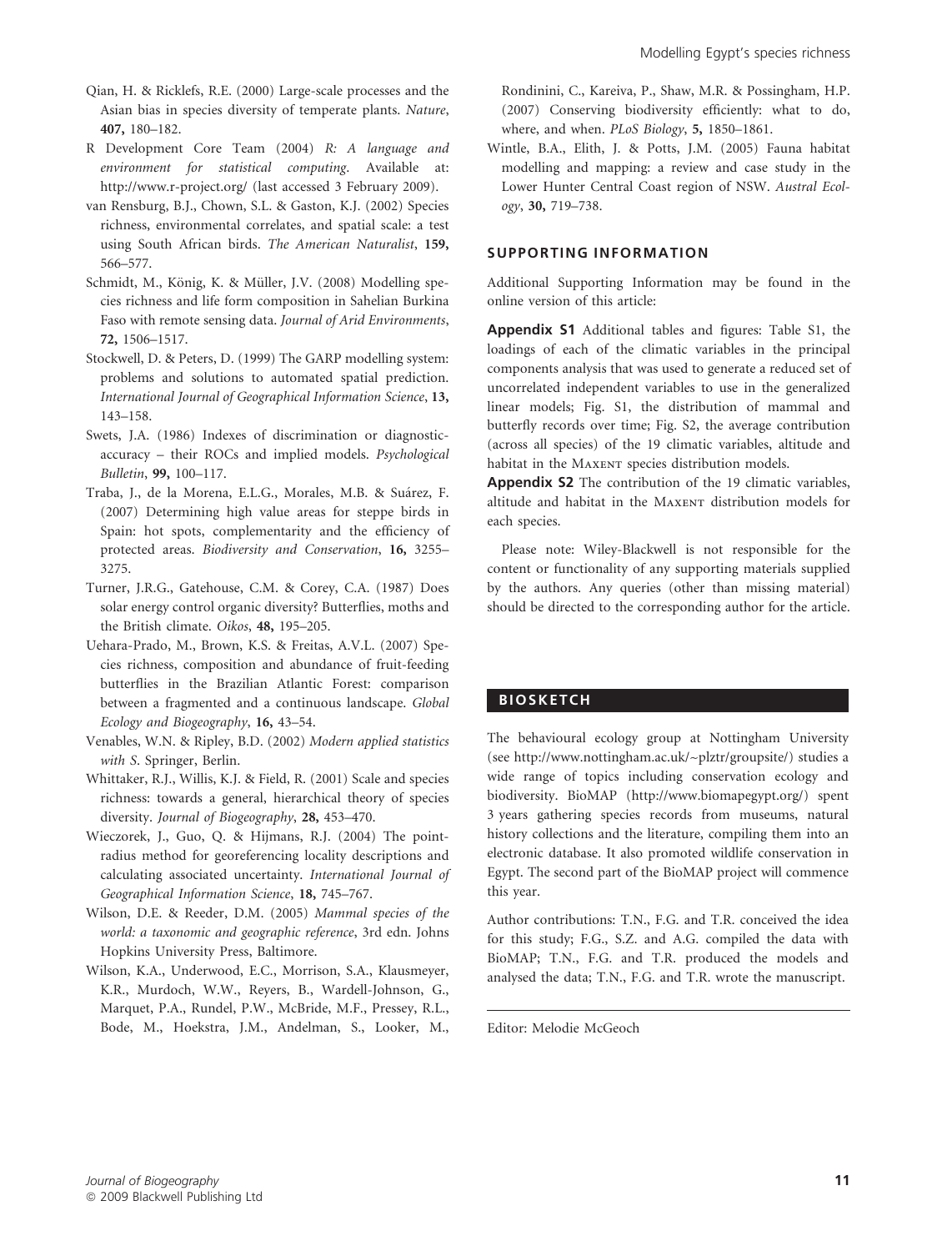Qian, H. & Ricklefs, R.E. (2000) Large-scale processes and the Asian bias in species diversity of temperate plants. *Nature*, **407,** 180–182.

R Development Core Team (2004) *R: A language and environment for statistical computing*. Available at: http://www.r-project.org/ (last accessed 3 February 2009).

van Rensburg, B.J., Chown, S.L. & Gaston, K.J. (2002) Species richness, environmental correlates, and spatial scale: a test using South African birds. *The American Naturalist*, **159,** 566–577.

Schmidt, M., König, K. & Müller, J.V. (2008) Modelling species richness and life form composition in Sahelian Burkina Faso with remote sensing data. *Journal of Arid Environments*, **72,** 1506–1517.

Stockwell, D. & Peters, D. (1999) The GARP modelling system: problems and solutions to automated spatial prediction. *International Journal of Geographical Information Science*, **13,** 143–158.

Swets, J.A. (1986) Indexes of discrimination or diagnostic-accuracy – their ROCs and implied models. *Psychological Bulletin*, **99,** 100–117.

Traba, J., de la Morena, E.L.G., Morales, M.B. & Suárez, F. (2007) Determining high value areas for steppe birds in Spain: hot spots, complementarity and the efficiency of protected areas. *Biodiversity and Conservation*, **16,** 3255–3275.

Turner, J.R.G., Gatehouse, C.M. & Corey, C.A. (1987) Does solar energy control organic diversity? Butterflies, moths and the British climate. *Oikos*, **48,** 195–205.

Uehara-Prado, M., Brown, K.S. & Freitas, A.V.L. (2007) Species richness, composition and abundance of fruit-feeding butterflies in the Brazilian Atlantic Forest: comparison between a fragmented and a continuous landscape. *Global Ecology and Biogeography*, **16,** 43–54.

Venables, W.N. & Ripley, B.D. (2002) *Modern applied statistics with S*. Springer, Berlin.

Whittaker, R.J., Willis, K.J. & Field, R. (2001) Scale and species richness: towards a general, hierarchical theory of species diversity. *Journal of Biogeography*, **28,** 453–470.

Wieczorek, J., Guo, Q. & Hijmans, R.J. (2004) The point-radius method for georeferencing locality descriptions and calculating associated uncertainty. *International Journal of Geographical Information Science*, **18,** 745–767.

Wilson, D.E. & Reeder, D.M. (2005) *Mammal species of the world: a taxonomic and geographic reference*, 3rd edn. Johns Hopkins University Press, Baltimore.

Wilson, K.A., Underwood, E.C., Morrison, S.A., Klausmeyer, K.R., Murdoch, W.W., Reyers, B., Wardell-Johnson, G., Marquet, P.A., Rundel, P.W., McBride, M.F., Pressey, R.L., Bode, M., Hoekstra, J.M., Andelman, S., Looker, M., Rondinini, C., Kareiva, P., Shaw, M.R. & Possingham, H.P. (2007) Conserving biodiversity efficiently: what to do, where, and when. *PLoS Biology*, **5,** 1850–1861.

Wintle, B.A., Elith, J. & Potts, J.M. (2005) Fauna habitat modelling and mapping: a review and case study in the Lower Hunter Central Coast region of NSW. *Austral Ecology*, **30,** 719–738.

## SUPPORTING INFORMATION

Additional Supporting Information may be found in the online version of this article:

**Appendix S1** Additional tables and figures: Table S1, the loadings of each of the climatic variables in the principal components analysis that was used to generate a reduced set of uncorrelated independent variables to use in the generalized linear models; Fig. S1, the distribution of mammal and butterfly records over time; Fig. S2, the average contribution (across all species) of the 19 climatic variables, altitude and habitat in the Maxent species distribution models.

**Appendix S2** The contribution of the 19 climatic variables, altitude and habitat in the Maxent distribution models for each species.

Please note: Wiley-Blackwell is not responsible for the content or functionality of any supporting materials supplied by the authors. Any queries (other than missing material) should be directed to the corresponding author for the article.

## BIOSKETCH

The behavioural ecology group at Nottingham University (see http://www.nottingham.ac.uk/~plztr/groupsite/) studies a wide range of topics including conservation ecology and biodiversity. BioMAP (http://www.biomapegypt.org/) spent 3 years gathering species records from museums, natural history collections and the literature, compiling them into an electronic database. It also promoted wildlife conservation in Egypt. The second part of the BioMAP project will commence this year.

Author contributions: T.N., F.G. and T.R. conceived the idea for this study; F.G., S.Z. and A.G. compiled the data with BioMAP; T.N., F.G. and T.R. produced the models and analysed the data; T.N., F.G. and T.R. wrote the manuscript.

Editor: Melodie McGeoch